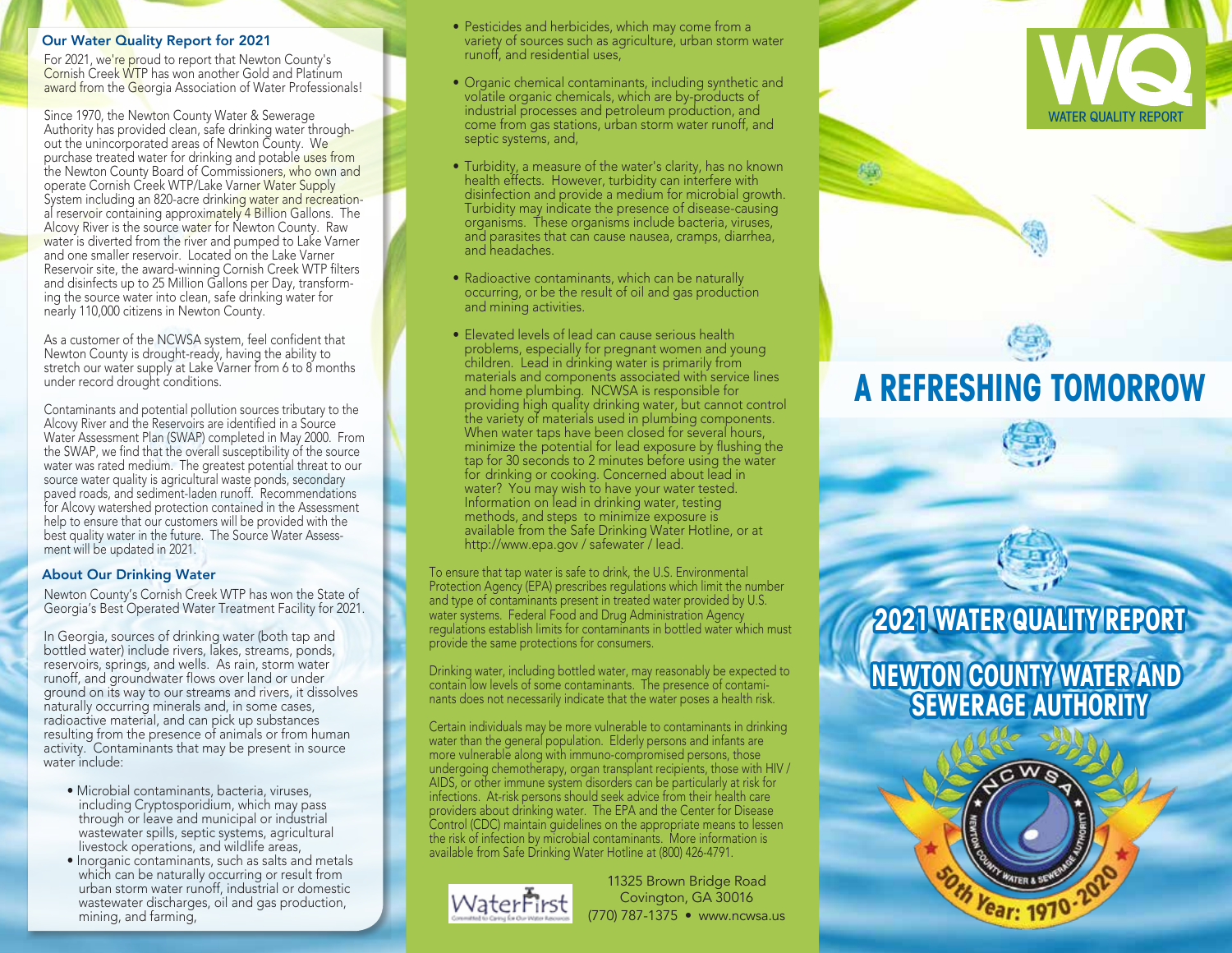## Our Water Quality Report for 2021

For 2021, we're proud to report that Newton County's Cornish Creek WTP has won another Gold and Platinum award from the Georgia Association of Water Professionals!

Since 1970, the Newton County Water & Sewerage Authority has provided clean, safe drinking water throughout the unincorporated areas of Newton County. We purchase treated water for drinking and potable uses from the Newton County Board of Commissioners, who own and operate Cornish Creek WTP/Lake Varner Water Supply System including an 820-acre drinking water and recreational reservoir containing approximately 4 Billion Gallons. The Alcovy River is the source water for Newton County. Raw water is diverted from the river and pumped to Lake Varner and one smaller reservoir. Located on the Lake Varner Reservoir site, the award-winning Cornish Creek WTP filters and disinfects up to 25 Million Gallons per Day, transforming the source water into clean, safe drinking water for nearly 110,000 citizens in Newton County.

As a customer of the NCWSA system, feel confident that Newton County is drought-ready, having the ability to stretch our water supply at Lake Varner from 6 to 8 months under record drought conditions.

Contaminants and potential pollution sources tributary to the Alcovy River and the Reservoirs are identified in a Source Water Assessment Plan (SWAP) completed in May 2000. From the SWAP, we find that the overall susceptibility of the source water was rated medium. The greatest potential threat to our source water quality is agricultural waste ponds, secondary paved roads, and sediment-laden runoff. Recommendations for Alcovy watershed protection contained in the Assessment help to ensure that our customers will be provided with the best quality water in the future. The Source Water Assessment will be updated in 2021.

## About Our Drinking Water

Newton County's Cornish Creek WTP has won the State of Georgia's Best Operated Water Treatment Facility for 2021.

In Georgia, sources of drinking water (both tap and bottled water) include rivers, lakes, streams, ponds, reservoirs, springs, and wells. As rain, storm water runoff, and groundwater flows over land or under ground on its way to our streams and rivers, it dissolves naturally occurring minerals and, in some cases, radioactive material, and can pick up substances resulting from the presence of animals or from human activity. Contaminants that may be present in source water include:

- Microbial contaminants, bacteria, viruses, including Cryptosporidium, which may pass through or leave and municipal or industrial wastewater spills, septic systems, agricultural livestock operations, and wildlife areas,
- Inorganic contaminants, such as salts and metals which can be naturally occurring or result from urban storm water runoff, industrial or domestic wastewater discharges, oil and gas production, mining, and farming,
- Pesticides and herbicides, which may come from a variety of sources such as agriculture, urban storm water runoff, and residential uses,
- Organic chemical contaminants, including synthetic and volatile organic chemicals, which are by-products of industrial processes and petroleum production, and come from gas stations, urban storm water runoff, and septic systems, and,
- Turbidity, a measure of the water's clarity, has no known health effects. However, turbidity can interfere with disinfection and provide a medium for microbial growth. Turbidity may indicate the presence of disease-causing organisms. These organisms include bacteria, viruses, and parasites that can cause nausea, cramps, diarrhea, and headaches.
- Radioactive contaminants, which can be naturally occurring, or be the result of oil and gas production and mining activities.
- Elevated levels of lead can cause serious health problems, especially for pregnant women and young children. Lead in drinking water is primarily from materials and components associated with service lines and home plumbing. NCWSA is responsible for providing high quality drinking water, but cannot control the variety of materials used in plumbing components. When water taps have been closed for several hours, minimize the potential for lead exposure by flushing the tap for 30 seconds to 2 minutes before using the water for drinking or cooking. Concerned about lead in water? You may wish to have your water tested. Information on lead in drinking water, testing methods, and steps to minimize exposure is available from the Safe Drinking Water Hotline, or at http://www.epa.gov / safewater / lead.

To ensure that tap water is safe to drink, the U.S. Environmental Protection Agency (EPA) prescribes regulations which limit the number and type of contaminants present in treated water provided by U.S. water systems. Federal Food and Drug Administration Agency regulations establish limits for contaminants in bottled water which must provide the same protections for consumers.

Drinking water, including bottled water, may reasonably be expected to contain low levels of some contaminants. The presence of contaminants does not necessarily indicate that the water poses a health risk.

Certain individuals may be more vulnerable to contaminants in drinking water than the general population. Elderly persons and infants are more vulnerable along with immuno-compromised persons, those undergoing chemotherapy, organ transplant recipients, those with HIV / AIDS, or other immune system disorders can be particularly at risk for infections. At-risk persons should seek advice from their health care providers about drinking water. The EPA and the Center for Disease Control (CDC) maintain guidelines on the appropriate means to lessen the risk of infection by microbial contaminants. More information is available from Safe Drinking Water Hotline at (800) 426-4791.

WaterFirst

11325 Brown Bridge Road
Covington, GA 30016
(770) 787-1375 • www.ncwsa.us

WQ
WATER QUALITY REPORT

# A REFRESHING TOMORROW

## 2021 WATER QUALITY REPORT

## NEWTON COUNTY WATER AND SEWERAGE AUTHORITY

NCWSA • Newton County Water & Sewerage Authority • 50th Year: 1970-2020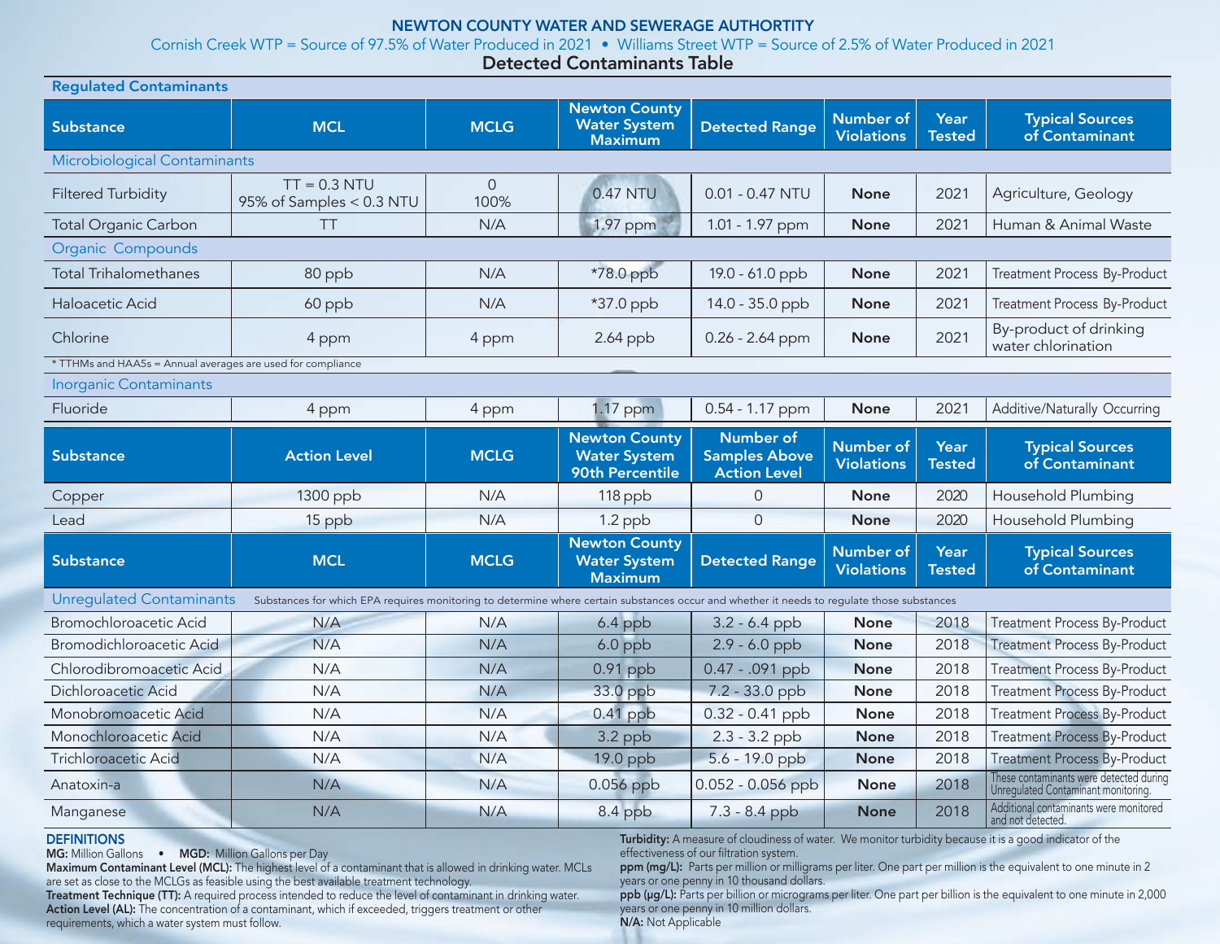# NEWTON COUNTY WATER AND SEWERAGE AUTHORTITY

Cornish Creek WTP = Source of 97.5% of Water Produced in 2021 • Williams Street WTP = Source of 2.5% of Water Produced in 2021

## Detected Contaminants Table

**Regulated Contaminants**

| Substance | MCL | MCLG | Newton County Water System Maximum | Detected Range | Number of Violations | Year Tested | Typical Sources of Contaminant |
|---|---|---|---|---|---|---|---|
| **Microbiological Contaminants** | | | | | | | |
| Filtered Turbidity | TT = 0.3 NTU<br>95% of Samples < 0.3 NTU | 0<br>100% | 0.47 NTU | 0.01 - 0.47 NTU | **None** | 2021 | Agriculture, Geology |
| Total Organic Carbon | TT | N/A | 1.97 ppm | 1.01 - 1.97 ppm | **None** | 2021 | Human & Animal Waste |
| **Organic Compounds** | | | | | | | |
| Total Trihalomethanes | 80 ppb | N/A | *78.0 ppb | 19.0 - 61.0 ppb | **None** | 2021 | Treatment Process By-Product |
| Haloacetic Acid | 60 ppb | N/A | *37.0 ppb | 14.0 - 35.0 ppb | **None** | 2021 | Treatment Process By-Product |
| Chlorine | 4 ppm | 4 ppm | 2.64 ppb | 0.26 - 2.64 ppm | **None** | 2021 | By-product of drinking water chlorination |
| * TTHMs and HAA5s = Annual averages are used for compliance | | | | | | | |
| **Inorganic Contaminants** | | | | | | | |
| Fluoride | 4 ppm | 4 ppm | 1.17 ppm | 0.54 - 1.17 ppm | **None** | 2021 | Additive/Naturally Occurring |

| Substance | Action Level | MCLG | Newton County Water System 90th Percentile | Number of Samples Above Action Level | Number of Violations | Year Tested | Typical Sources of Contaminant |
|---|---|---|---|---|---|---|---|
| Copper | 1300 ppb | N/A | 118 ppb | 0 | **None** | 2020 | Household Plumbing |
| Lead | 15 ppb | N/A | 1.2 ppb | 0 | **None** | 2020 | Household Plumbing |

| Substance | MCL | MCLG | Newton County Water System Maximum | Detected Range | Number of Violations | Year Tested | Typical Sources of Contaminant |
|---|---|---|---|---|---|---|---|
| **Unregulated Contaminants** — Substances for which EPA requires monitoring to determine where certain substances occur and whether it needs to regulate those substances | | | | | | | |
| Bromochloroacetic Acid | N/A | N/A | 6.4 ppb | 3.2 - 6.4 ppb | **None** | 2018 | Treatment Process By-Product |
| Bromodichloroacetic Acid | N/A | N/A | 6.0 ppb | 2.9 - 6.0 ppb | **None** | 2018 | Treatment Process By-Product |
| Chlorodibromoacetic Acid | N/A | N/A | 0.91 ppb | 0.47 - .091 ppb | **None** | 2018 | Treatment Process By-Product |
| Dichloroacetic Acid | N/A | N/A | 33.0 ppb | 7.2 - 33.0 ppb | **None** | 2018 | Treatment Process By-Product |
| Monobromoacetic Acid | N/A | N/A | 0.41 ppb | 0.32 - 0.41 ppb | **None** | 2018 | Treatment Process By-Product |
| Monochloroacetic Acid | N/A | N/A | 3.2 ppb | 2.3 - 3.2 ppb | **None** | 2018 | Treatment Process By-Product |
| Trichloroacetic Acid | N/A | N/A | 19.0 ppb | 5.6 - 19.0 ppb | **None** | 2018 | Treatment Process By-Product |
| Anatoxin-a | N/A | N/A | 0.056 ppb | 0.052 - 0.056 ppb | **None** | 2018 | These contaminants were detected during Unregulated Contaminant monitoring. |
| Manganese | N/A | N/A | 8.4 ppb | 7.3 - 8.4 ppb | **None** | 2018 | Additional contaminants were monitored and not detected. |

**DEFINITIONS**

**MG:** Million Gallons • **MGD:** Million Gallons per Day

**Maximum Contaminant Level (MCL):** The highest level of a contaminant that is allowed in drinking water. MCLs are set as close to the MCLGs as feasible using the best available treatment technology.

**Treatment Technique (TT):** A required process intended to reduce the level of contaminant in drinking water.

**Action Level (AL):** The concentration of a contaminant, which if exceeded, triggers treatment or other requirements, which a water system must follow.

**Turbidity:** A measure of cloudiness of water. We monitor turbidity because it is a good indicator of the effectiveness of our filtration system.

**ppm (mg/L):** Parts per million or milligrams per liter. One part per million is the equivalent to one minute in 2 years or one penny in 10 thousand dollars.

**ppb (μg/L):** Parts per billion or micrograms per liter. One part per billion is the equivalent to one minute in 2,000 years or one penny in 10 million dollars.

**N/A:** Not Applicable